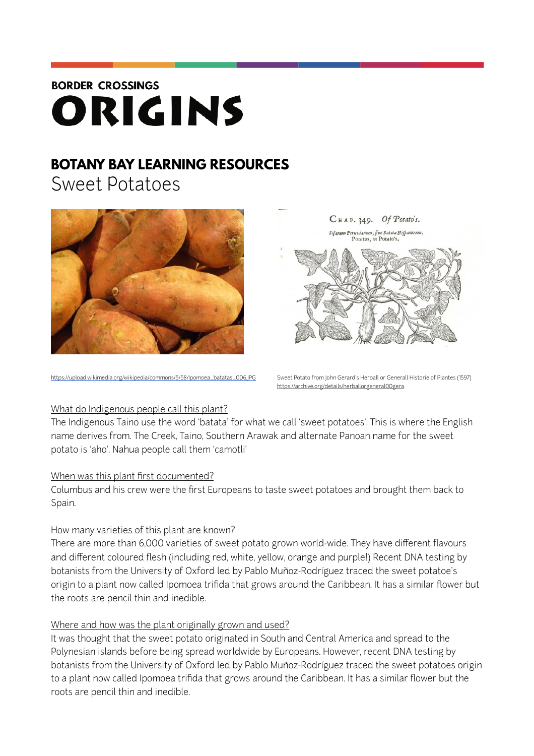BORDER CROSSINGS

# ORIGINS

## BOTANY BAY LEARNING RESOURCES

Sweet Potatoes

https://upload.wikimedia.org/wikipedia/commons/5/58/Ipomoea_batatas_006.JPG

Sweet Potato from John Gerard's Herball or Generall Historie of Plantes (1597)
https://archive.org/details/herballorgeneral00gera

What do Indigenous people call this plant?

The Indigenous Taino use the word 'batata' for what we call 'sweet potatoes'. This is where the English name derives from. The Creek, Taino, Southern Arawak and alternate Panoan name for the sweet potato is 'aho'. Nahua people call them 'camotli'

When was this plant first documented?

Columbus and his crew were the first Europeans to taste sweet potatoes and brought them back to Spain.

How many varieties of this plant are known?

There are more than 6,000 varieties of sweet potato grown world-wide. They have different flavours and different coloured flesh (including red, white, yellow, orange and purple!) Recent DNA testing by botanists from the University of Oxford led by Pablo Muñoz-Rodríguez traced the sweet potatoe's origin to a plant now called Ipomoea trifida that grows around the Caribbean. It has a similar flower but the roots are pencil thin and inedible.

Where and how was the plant originally grown and used?

It was thought that the sweet potato originated in South and Central America and spread to the Polynesian islands before being spread worldwide by Europeans. However, recent DNA testing by botanists from the University of Oxford led by Pablo Muñoz-Rodríguez traced the sweet potatoes origin to a plant now called Ipomoea trifida that grows around the Caribbean. It has a similar flower but the roots are pencil thin and inedible.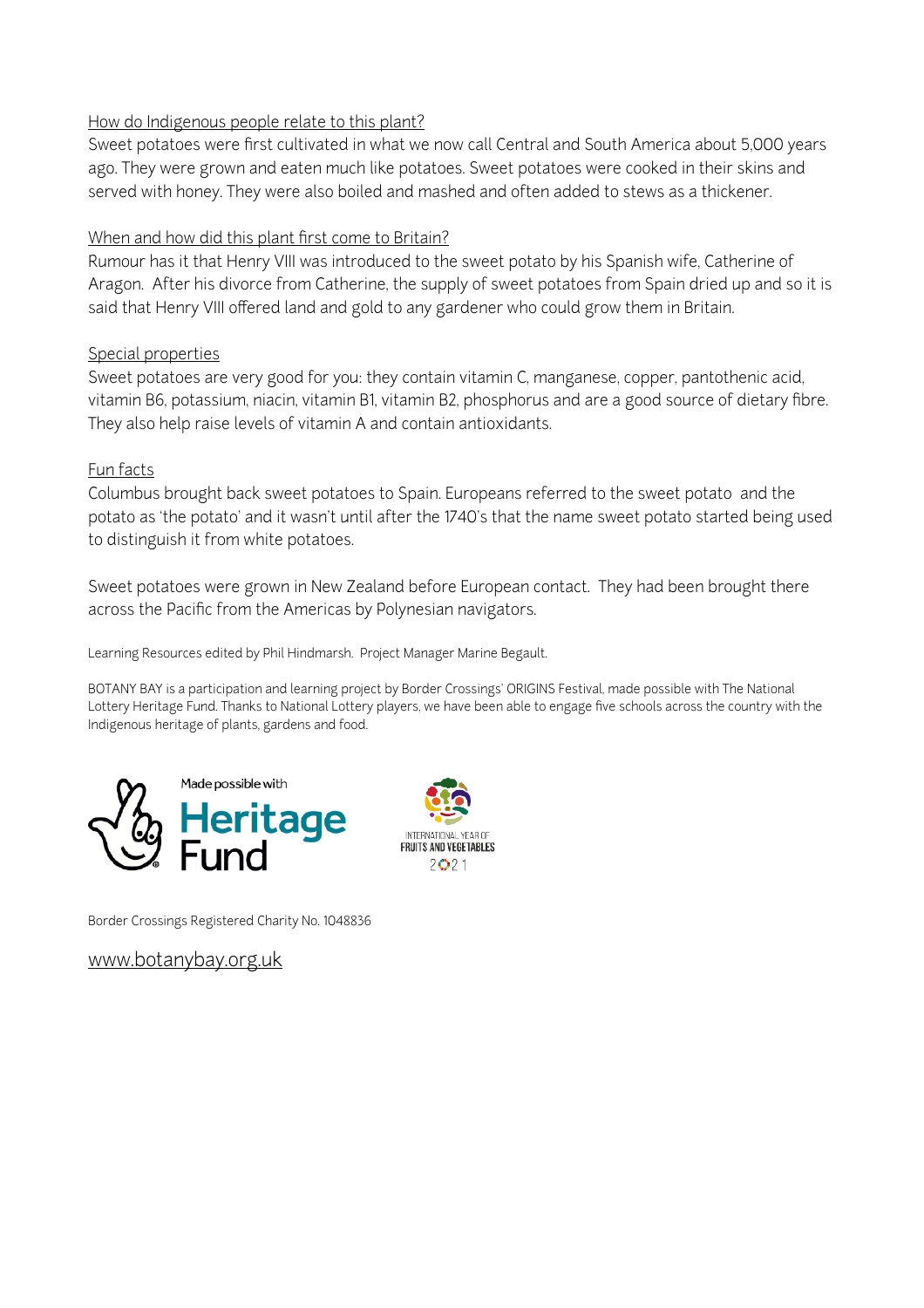How do Indigenous people relate to this plant?

Sweet potatoes were first cultivated in what we now call Central and South America about 5,000 years ago. They were grown and eaten much like potatoes. Sweet potatoes were cooked in their skins and served with honey. They were also boiled and mashed and often added to stews as a thickener.

When and how did this plant first come to Britain?

Rumour has it that Henry VIII was introduced to the sweet potato by his Spanish wife, Catherine of Aragon. After his divorce from Catherine, the supply of sweet potatoes from Spain dried up and so it is said that Henry VIII offered land and gold to any gardener who could grow them in Britain.

Special properties

Sweet potatoes are very good for you: they contain vitamin C, manganese, copper, pantothenic acid, vitamin B6, potassium, niacin, vitamin B1, vitamin B2, phosphorus and are a good source of dietary fibre. They also help raise levels of vitamin A and contain antioxidants.

Fun facts

Columbus brought back sweet potatoes to Spain. Europeans referred to the sweet potato and the potato as 'the potato' and it wasn't until after the 1740's that the name sweet potato started being used to distinguish it from white potatoes.

Sweet potatoes were grown in New Zealand before European contact. They had been brought there across the Pacific from the Americas by Polynesian navigators.

Learning Resources edited by Phil Hindmarsh. Project Manager Marine Begault.

BOTANY BAY is a participation and learning project by Border Crossings' ORIGINS Festival, made possible with The National Lottery Heritage Fund. Thanks to National Lottery players, we have been able to engage five schools across the country with the Indigenous heritage of plants, gardens and food.

Made possible with Heritage Fund

INTERNATIONAL YEAR OF FRUITS AND VEGETABLES 2021

Border Crossings Registered Charity No. 1048836

www.botanybay.org.uk